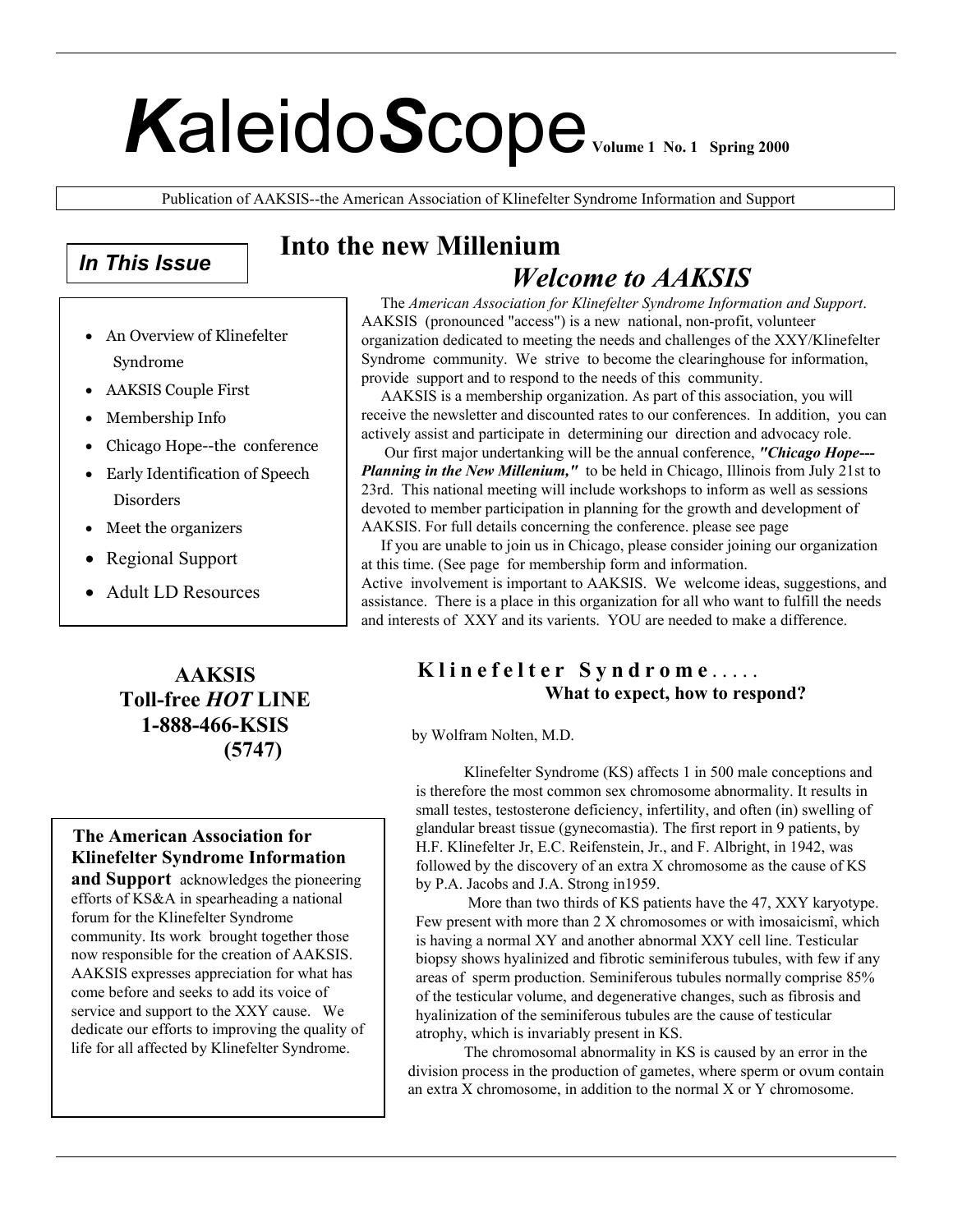# *K*aleido*S*cope

Volume 1 No. 1 Spring 2000

Publication of AAKSIS--the American Association of Klinefelter Syndrome Information and Support

## In This Issue

- An Overview of Klinefelter Syndrome
- AAKSIS Couple First
- Membership Info
- Chicago Hope--the conference
- Early Identification of Speech Disorders
- Meet the organizers
- Regional Support
- Adult LD Resources

## Into the new Millenium

## *Welcome to AAKSIS*

The *American Association for Klinefelter Syndrome Information and Support*. AAKSIS (pronounced "access") is a new national, non-profit, volunteer organization dedicated to meeting the needs and challenges of the XXY/Klinefelter Syndrome community. We strive to become the clearinghouse for information, provide support and to respond to the needs of this community.

AAKSIS is a membership organization. As part of this association, you will receive the newsletter and discounted rates to our conferences. In addition, you can actively assist and participate in determining our direction and advocacy role.

Our first major undertanking will be the annual conference, ***"Chicago Hope---Planning in the New Millenium,"*** to be held in Chicago, Illinois from July 21st to 23rd. This national meeting will include workshops to inform as well as sessions devoted to member participation in planning for the growth and development of AAKSIS. For full details concerning the conference. please see page

If you are unable to join us in Chicago, please consider joining our organization at this time. (See page for membership form and information.

Active involvement is important to AAKSIS. We welcome ideas, suggestions, and assistance. There is a place in this organization for all who want to fulfill the needs and interests of XXY and its varients. YOU are needed to make a difference.

**AAKSIS**
**Toll-free *HOT* LINE**
**1-888-466-KSIS**
**(5747)**

**The American Association for Klinefelter Syndrome Information and Support** acknowledges the pioneering efforts of KS&A in spearheading a national forum for the Klinefelter Syndrome community. Its work brought together those now responsible for the creation of AAKSIS. AAKSIS expresses appreciation for what has come before and seeks to add its voice of service and support to the XXY cause. We dedicate our efforts to improving the quality of life for all affected by Klinefelter Syndrome.

## Klinefelter Syndrome.....

### What to expect, how to respond?

by Wolfram Nolten, M.D.

Klinefelter Syndrome (KS) affects 1 in 500 male conceptions and is therefore the most common sex chromosome abnormality. It results in small testes, testosterone deficiency, infertility, and often (in) swelling of glandular breast tissue (gynecomastia). The first report in 9 patients, by H.F. Klinefelter Jr, E.C. Reifenstein, Jr., and F. Albright, in 1942, was followed by the discovery of an extra X chromosome as the cause of KS by P.A. Jacobs and J.A. Strong in1959.

More than two thirds of KS patients have the 47, XXY karyotype. Few present with more than 2 X chromosomes or with ìmosaicismî, which is having a normal XY and another abnormal XXY cell line. Testicular biopsy shows hyalinized and fibrotic seminiferous tubules, with few if any areas of sperm production. Seminiferous tubules normally comprise 85% of the testicular volume, and degenerative changes, such as fibrosis and hyalinization of the seminiferous tubules are the cause of testicular atrophy, which is invariably present in KS.

The chromosomal abnormality in KS is caused by an error in the division process in the production of gametes, where sperm or ovum contain an extra X chromosome, in addition to the normal X or Y chromosome.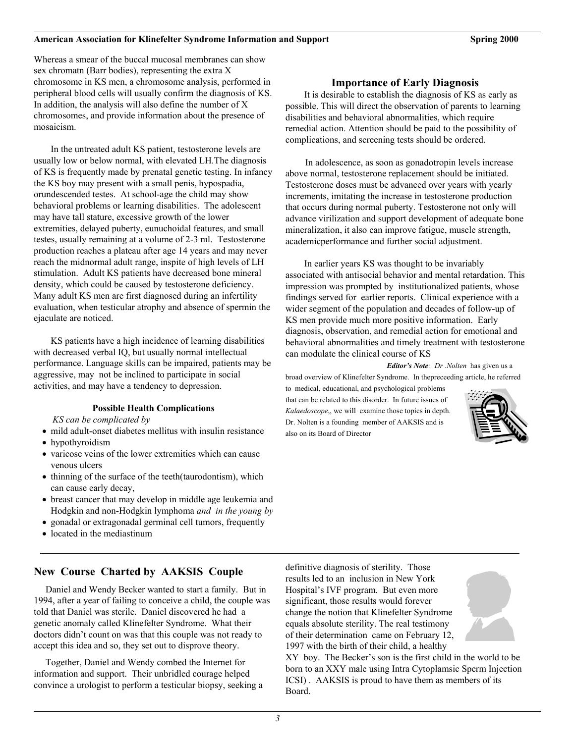Whereas a smear of the buccal mucosal membranes can show sex chromatn (Barr bodies), representing the extra X chromosome in KS men, a chromosome analysis, performed in peripheral blood cells will usually confirm the diagnosis of KS. In addition, the analysis will also define the number of X chromosomes, and provide information about the presence of mosaicism.

In the untreated adult KS patient, testosterone levels are usually low or below normal, with elevated LH.The diagnosis of KS is frequently made by prenatal genetic testing. In infancy the KS boy may present with a small penis, hypospadia, orundescended testes. At school-age the child may show behavioral problems or learning disabilities. The adolescent may have tall stature, excessive growth of the lower extremities, delayed puberty, eunuchoidal features, and small testes, usually remaining at a volume of 2-3 ml. Testosterone production reaches a plateau after age 14 years and may never reach the midnormal adult range, inspite of high levels of LH stimulation. Adult KS patients have decreased bone mineral density, which could be caused by testosterone deficiency. Many adult KS men are first diagnosed during an infertility evaluation, when testicular atrophy and absence of spermin the ejaculate are noticed.

KS patients have a high incidence of learning disabilities with decreased verbal IQ, but usually normal intellectual performance. Language skills can be impaired, patients may be aggressive, may not be inclined to participate in social activities, and may have a tendency to depression.

#### Possible Health Complications

*KS can be complicated by*

- mild adult-onset diabetes mellitus with insulin resistance
- hypothyroidism
- varicose veins of the lower extremities which can cause venous ulcers
- thinning of the surface of the teeth(taurodontism), which can cause early decay,
- breast cancer that may develop in middle age leukemia and Hodgkin and non-Hodgkin lymphoma *and in the young by*
- gonadal or extragonadal germinal cell tumors, frequently
- located in the mediastinum

### Importance of Early Diagnosis

It is desirable to establish the diagnosis of KS as early as possible. This will direct the observation of parents to learning disabilities and behavioral abnormalities, which require remedial action. Attention should be paid to the possibility of complications, and screening tests should be ordered.

In adolescence, as soon as gonadotropin levels increase above normal, testosterone replacement should be initiated. Testosterone doses must be advanced over years with yearly increments, imitating the increase in testosterone production that occurs during normal puberty. Testosterone not only will advance virilization and support development of adequate bone mineralization, it also can improve fatigue, muscle strength, academicperformance and further social adjustment.

In earlier years KS was thought to be invariably associated with antisocial behavior and mental retardation. This impression was prompted by institutionalized patients, whose findings served for earlier reports. Clinical experience with a wider segment of the population and decades of follow-up of KS men provide much more positive information. Early diagnosis, observation, and remedial action for emotional and behavioral abnormalities and timely treatment with testosterone can modulate the clinical course of KS

***Editor's Note**: Dr .Nolten* has given us a broad overview of Klinefelter Syndrome. In thepreceeding article, he referred to medical, educational, and psychological problems that can be related to this disorder. In future issues of *Kalaedoscope*,, we will examine those topics in depth. Dr. Nolten is a founding member of AAKSIS and is also on its Board of Director

## New Course Charted by AAKSIS Couple

Daniel and Wendy Becker wanted to start a family. But in 1994, after a year of failing to conceive a child, the couple was told that Daniel was sterile. Daniel discovered he had a genetic anomaly called Klinefelter Syndrome. What their doctors didn't count on was that this couple was not ready to accept this idea and so, they set out to disprove theory.

Together, Daniel and Wendy combed the Internet for information and support. Their unbridled courage helped convince a urologist to perform a testicular biopsy, seeking a definitive diagnosis of sterility. Those results led to an inclusion in New York Hospital's IVF program. But even more significant, those results would forever change the notion that Klinefelter Syndrome equals absolute sterility. The real testimony of their determination came on February 12, 1997 with the birth of their child, a healthy XY boy. The Becker's son is the first child in the world to be born to an XXY male using Intra Cytoplamsic Sperm Injection ICSI) . AAKSIS is proud to have them as members of its Board.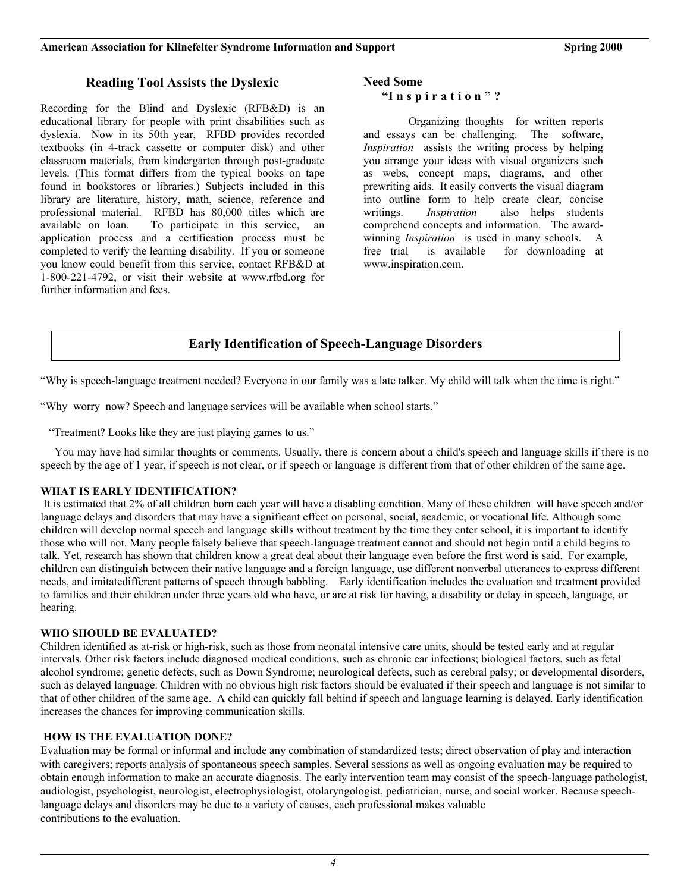## Reading Tool Assists the Dyslexic

Recording for the Blind and Dyslexic (RFB&D) is an educational library for people with print disabilities such as dyslexia. Now in its 50th year, RFBD provides recorded textbooks (in 4-track cassette or computer disk) and other classroom materials, from kindergarten through post-graduate levels. (This format differs from the typical books on tape found in bookstores or libraries.) Subjects included in this library are literature, history, math, science, reference and professional material. RFBD has 80,000 titles which are available on loan. To participate in this service, an application process and a certification process must be completed to verify the learning disability. If you or someone you know could benefit from this service, contact RFB&D at 1-800-221-4792, or visit their website at www.rfbd.org for further information and fees.

## Need Some "I n s p i r a t i o n " ?

Organizing thoughts for written reports and essays can be challenging. The software, *Inspiration* assists the writing process by helping you arrange your ideas with visual organizers such as webs, concept maps, diagrams, and other prewriting aids. It easily converts the visual diagram into outline form to help create clear, concise writings. *Inspiration* also helps students comprehend concepts and information. The award-winning *Inspiration* is used in many schools. A free trial is available for downloading at www.inspiration.com.

## Early Identification of Speech-Language Disorders

"Why is speech-language treatment needed? Everyone in our family was a late talker. My child will talk when the time is right."

"Why worry now? Speech and language services will be available when school starts."

"Treatment? Looks like they are just playing games to us."

You may have had similar thoughts or comments. Usually, there is concern about a child's speech and language skills if there is no speech by the age of 1 year, if speech is not clear, or if speech or language is different from that of other children of the same age.

**WHAT IS EARLY IDENTIFICATION?**

It is estimated that 2% of all children born each year will have a disabling condition. Many of these children will have speech and/or language delays and disorders that may have a significant effect on personal, social, academic, or vocational life. Although some children will develop normal speech and language skills without treatment by the time they enter school, it is important to identify those who will not. Many people falsely believe that speech-language treatment cannot and should not begin until a child begins to talk. Yet, research has shown that children know a great deal about their language even before the first word is said. For example, children can distinguish between their native language and a foreign language, use different nonverbal utterances to express different needs, and imitatedifferent patterns of speech through babbling. Early identification includes the evaluation and treatment provided to families and their children under three years old who have, or are at risk for having, a disability or delay in speech, language, or hearing.

**WHO SHOULD BE EVALUATED?**

Children identified as at-risk or high-risk, such as those from neonatal intensive care units, should be tested early and at regular intervals. Other risk factors include diagnosed medical conditions, such as chronic ear infections; biological factors, such as fetal alcohol syndrome; genetic defects, such as Down Syndrome; neurological defects, such as cerebral palsy; or developmental disorders, such as delayed language. Children with no obvious high risk factors should be evaluated if their speech and language is not similar to that of other children of the same age. A child can quickly fall behind if speech and language learning is delayed. Early identification increases the chances for improving communication skills.

**HOW IS THE EVALUATION DONE?**

Evaluation may be formal or informal and include any combination of standardized tests; direct observation of play and interaction with caregivers; reports analysis of spontaneous speech samples. Several sessions as well as ongoing evaluation may be required to obtain enough information to make an accurate diagnosis. The early intervention team may consist of the speech-language pathologist, audiologist, psychologist, neurologist, electrophysiologist, otolaryngologist, pediatrician, nurse, and social worker. Because speech-language delays and disorders may be due to a variety of causes, each professional makes valuable contributions to the evaluation.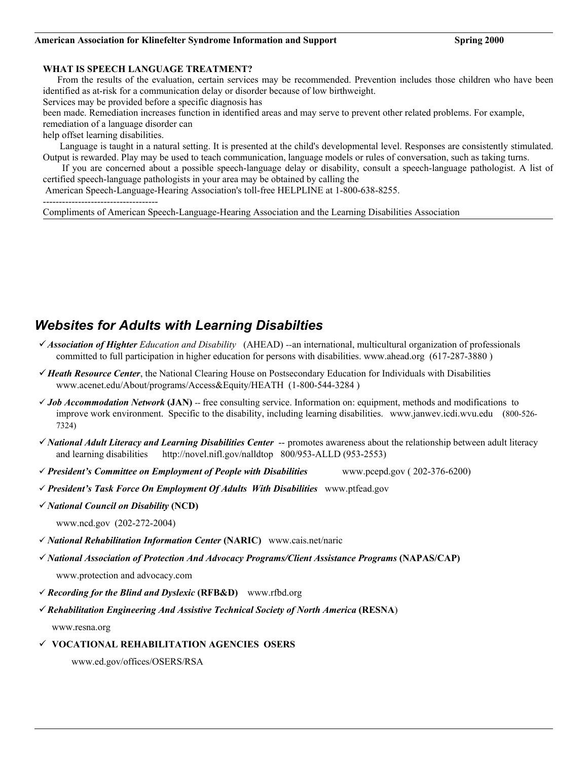**WHAT IS SPEECH LANGUAGE TREATMENT?**

From the results of the evaluation, certain services may be recommended. Prevention includes those children who have been identified as at-risk for a communication delay or disorder because of low birthweight.

Services may be provided before a specific diagnosis has been made. Remediation increases function in identified areas and may serve to prevent other related problems. For example, remediation of a language disorder can help offset learning disabilities.

Language is taught in a natural setting. It is presented at the child's developmental level. Responses are consistently stimulated. Output is rewarded. Play may be used to teach communication, language models or rules of conversation, such as taking turns.

If you are concerned about a possible speech-language delay or disability, consult a speech-language pathologist. A list of certified speech-language pathologists in your area may be obtained by calling the American Speech-Language-Hearing Association's toll-free HELPLINE at 1-800-638-8255.

------------------------------------

Compliments of American Speech-Language-Hearing Association and the Learning Disabilities Association

## *Websites for Adults with Learning Disabilties*

- ✓ ***Association of Highter** Education and Disability* (AHEAD) --an international, multicultural organization of professionals committed to full participation in higher education for persons with disabilities. www.ahead.org (617-287-3880 )
- ✓ ***Heath Resource Center***, the National Clearing House on Postsecondary Education for Individuals with Disabilities www.acenet.edu/About/programs/Access&Equity/HEATH (1-800-544-3284 )
- ✓ ***Job Accommodation Network* (JAN)** -- free consulting service. Information on: equipment, methods and modifications to improve work environment. Specific to the disability, including learning disabilities. www.janwev.icdi.wvu.edu (800-526-7324)
- ✓ ***National Adult Literacy and Learning Disabilities Center*** -- promotes awareness about the relationship between adult literacy and learning disabilities http://novel.nifl.gov/nalldtop 800/953-ALLD (953-2553)
- ✓ ***President's Committee on Employment of People with Disabilities*** www.pcepd.gov ( 202-376-6200)
- ✓ ***President's Task Force On Employment Of Adults With Disabilities*** www.ptfead.gov
- ✓ ***National Council on Disability* (NCD)**

  www.ncd.gov (202-272-2004)
- ✓ ***National Rehabilitation Information Center* (NARIC)** www.cais.net/naric
- ✓ ***National Association of Protection And Advocacy Programs/Client Assistance Programs* (NAPAS/CAP)**

  www.protection and advocacy.com
- ✓ ***Recording for the Blind and Dyslexic* (RFB&D)** www.rfbd.org
- ✓ ***Rehabilitation Engineering And Assistive Technical Society of North America* (RESNA)**

  www.resna.org
- ✓ **VOCATIONAL REHABILITATION AGENCIES OSERS**

  www.ed.gov/offices/OSERS/RSA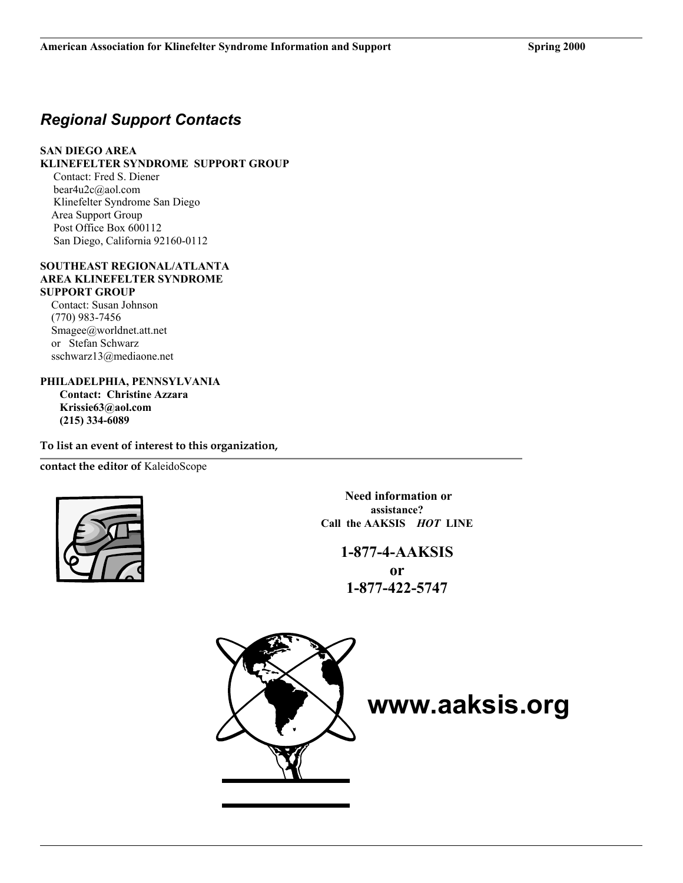## *Regional Support Contacts*

**SAN DIEGO AREA**
**KLINEFELTER SYNDROME SUPPORT GROUP**
Contact: Fred S. Diener
bear4u2c@aol.com
Klinefelter Syndrome San Diego
Area Support Group
Post Office Box 600112
San Diego, California 92160-0112

**SOUTHEAST REGIONAL/ATLANTA AREA KLINEFELTER SYNDROME SUPPORT GROUP**
Contact: Susan Johnson
(770) 983-7456
Smagee@worldnet.att.net
or Stefan Schwarz
sschwarz13@mediaone.net

**PHILADELPHIA, PENNSYLVANIA**
**Contact: Christine Azzara**
**Krissie63@aol.com**
**(215) 334-6089**

**To list an event of interest to this organization, contact the editor of** KaleidoScope

**Need information or assistance?**
**Call the AAKSIS *HOT* LINE**

**1-877-4-AAKSIS**
**or**
**1-877-422-5747**

**www.aaksis.org**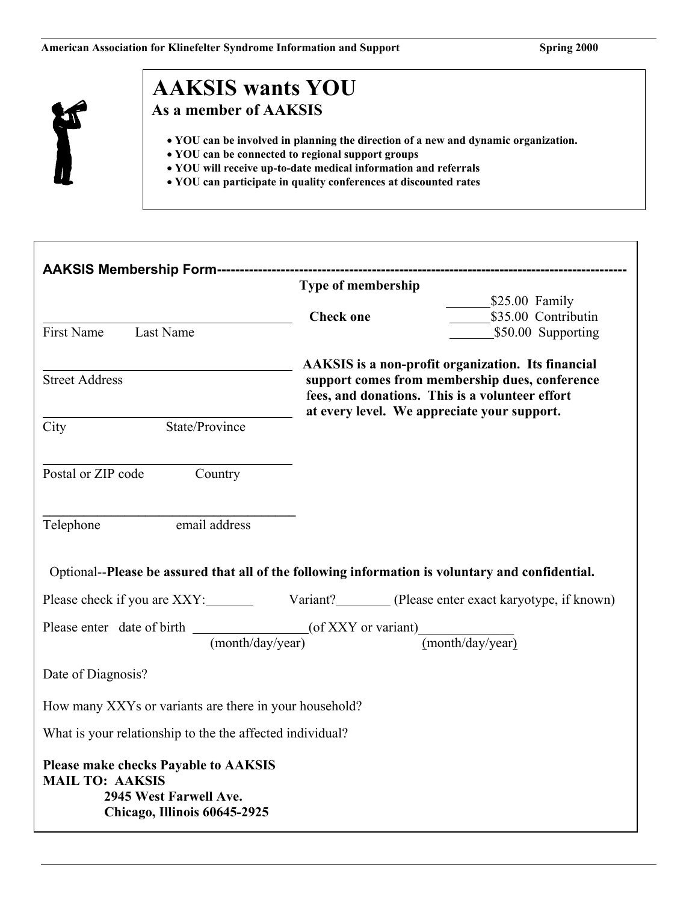# AAKSIS wants YOU

## As a member of AAKSIS

- **YOU can be involved in planning the direction of a new and dynamic organization.**
- **YOU can be connected to regional support groups**
- **YOU will receive up-to-date medical information and referrals**
- **YOU can participate in quality conferences at discounted rates**

---

**AAKSIS Membership Form-----------------------------------------------------------------------------------**

**Type of membership**

**Check one**

_______ $25.00 Family
_______ $35.00 Contributin
_______ $50.00 Supporting

**AAKSIS is a non-profit organization. Its financial support comes from membership dues, conference fees, and donations. This is a volunteer effort at every level. We appreciate your support.**

_____________________________________
First Name Last Name

_____________________________________
Street Address

_____________________________________
City State/Province

_____________________________________
Postal or ZIP code Country

_____________________________________
Telephone email address

Optional--**Please be assured that all of the following information is voluntary and confidential.**

Please check if you are XXY:_______ Variant?________ (Please enter exact karyotype, if known)

Please enter date of birth ________________ (month/day/year) (of XXY or variant)______________ (month/day/year)

Date of Diagnosis?

How many XXYs or variants are there in your household?

What is your relationship to the the affected individual?

**Please make checks Payable to AAKSIS**
**MAIL TO: AAKSIS**
**2945 West Farwell Ave.**
**Chicago, Illinois 60645-2925**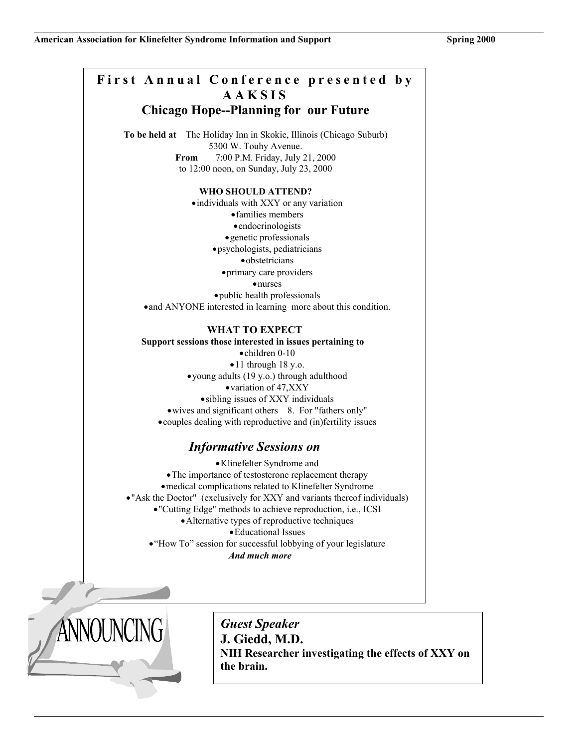# First Annual Conference presented by AAKSIS

## Chicago Hope--Planning for our Future

**To be held at** The Holiday Inn in Skokie, Illinois (Chicago Suburb)
5300 W. Touhy Avenue.
**From** 7:00 P.M. Friday, July 21, 2000
to 12:00 noon, on Sunday, July 23, 2000

**WHO SHOULD ATTEND?**

- individuals with XXY or any variation
- families members
- endocrinologists
- genetic professionals
- psychologists, pediatricians
- obstetricians
- primary care providers
- nurses
- public health professionals
- and ANYONE interested in learning more about this condition.

**WHAT TO EXPECT**

**Support sessions those interested in issues pertaining to**

- children 0-10
- 11 through 18 y.o.
- young adults (19 y.o.) through adulthood
- variation of 47,XXY
- sibling issues of XXY individuals
- wives and significant others 8. For "fathers only"
- couples dealing with reproductive and (in)fertility issues

### *Informative Sessions on*

- Klinefelter Syndrome and
- The importance of testosterone replacement therapy
- medical complications related to Klinefelter Syndrome
- "Ask the Doctor" (exclusively for XXY and variants thereof individuals)
- "Cutting Edge" methods to achieve reproduction, i.e., ICSI
- Alternative types of reproductive techniques
- Educational Issues
- "How To" session for successful lobbying of your legislature

***And much more***

ANNOUNCING

*Guest Speaker*
**J. Giedd, M.D.**
**NIH Researcher investigating the effects of XXY on the brain.**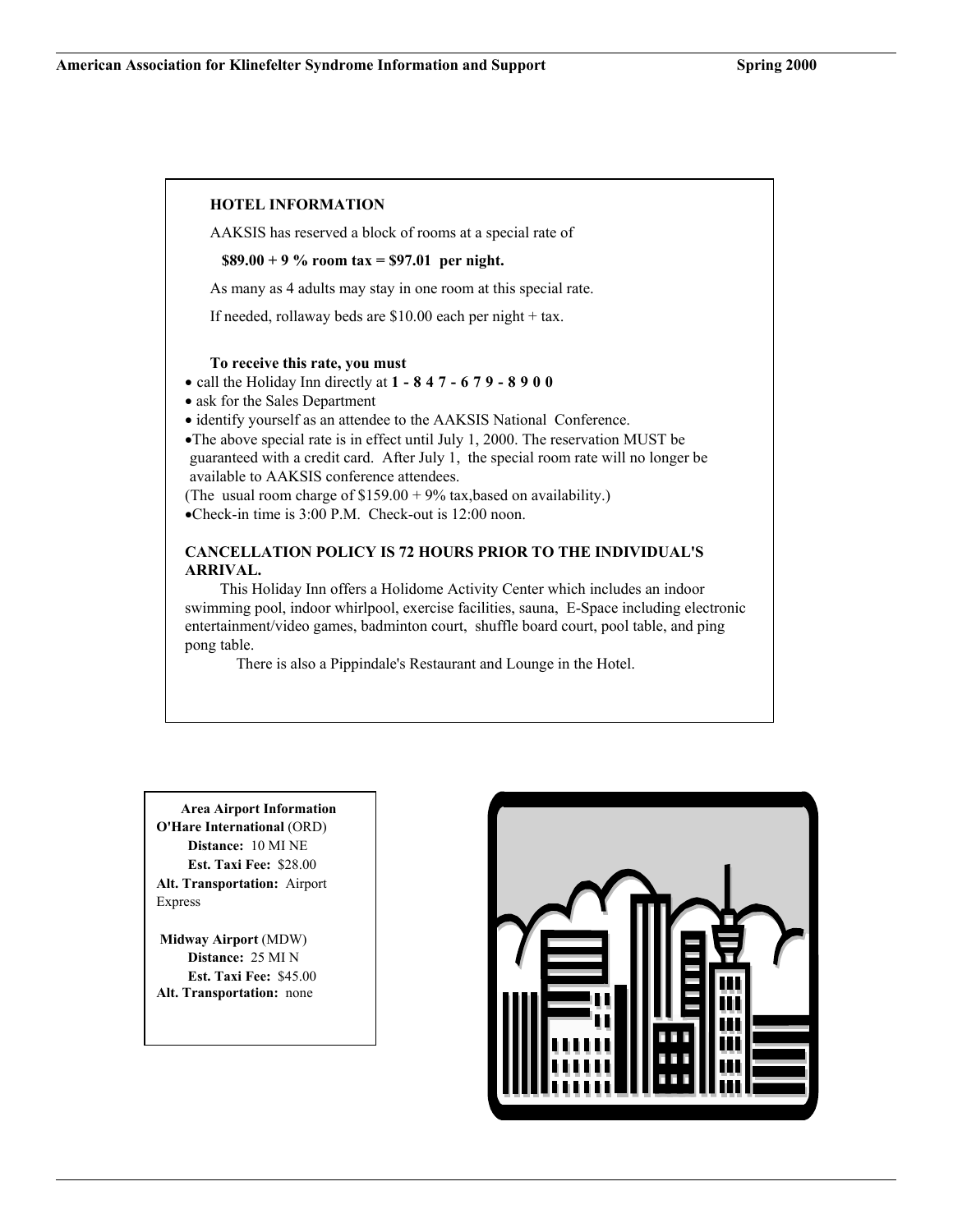## HOTEL INFORMATION

AAKSIS has reserved a block of rooms at a special rate of

**$89.00 + 9 % room tax = $97.01 per night.**

As many as 4 adults may stay in one room at this special rate.

If needed, rollaway beds are $10.00 each per night + tax.

**To receive this rate, you must**

- call the Holiday Inn directly at **1 - 8 4 7 - 6 7 9 - 8 9 0 0**
- ask for the Sales Department
- identify yourself as an attendee to the AAKSIS National Conference.
- The above special rate is in effect until July 1, 2000. The reservation MUST be guaranteed with a credit card. After July 1, the special room rate will no longer be available to AAKSIS conference attendees.

(The usual room charge of $159.00 + 9% tax,based on availability.)

- Check-in time is 3:00 P.M. Check-out is 12:00 noon.

**CANCELLATION POLICY IS 72 HOURS PRIOR TO THE INDIVIDUAL'S ARRIVAL.**

This Holiday Inn offers a Holidome Activity Center which includes an indoor swimming pool, indoor whirlpool, exercise facilities, sauna, E-Space including electronic entertainment/video games, badminton court, shuffle board court, pool table, and ping pong table.

There is also a Pippindale's Restaurant and Lounge in the Hotel.

**Area Airport Information**

**O'Hare International** (ORD)
**Distance:** 10 MI NE
**Est. Taxi Fee:** $28.00
**Alt. Transportation:** Airport Express

**Midway Airport** (MDW)
**Distance:** 25 MI N
**Est. Taxi Fee:** $45.00
**Alt. Transportation:** none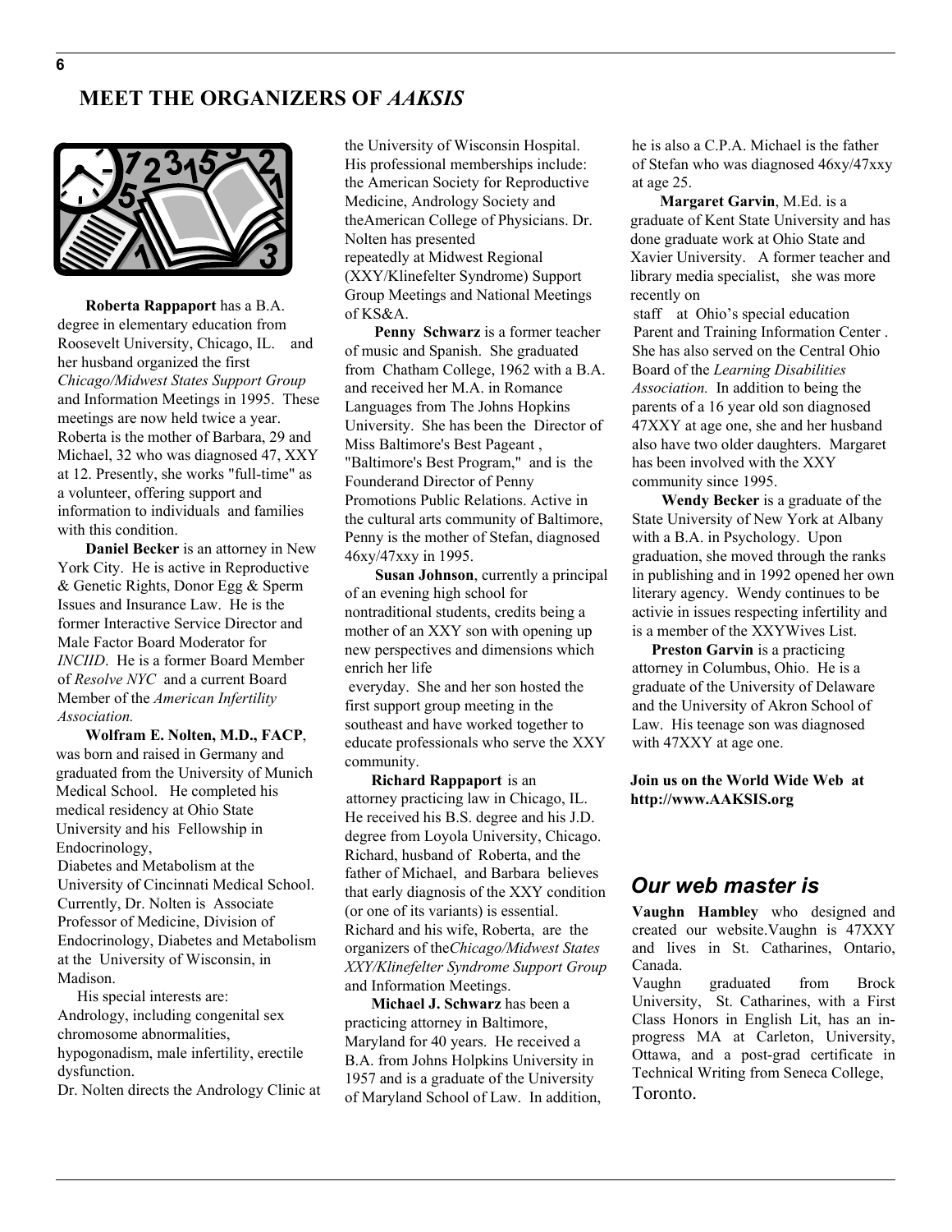## MEET THE ORGANIZERS OF *AAKSIS*

**Roberta Rappaport** has a B.A. degree in elementary education from Roosevelt University, Chicago, IL. and her husband organized the first *Chicago/Midwest States Support Group* and Information Meetings in 1995. These meetings are now held twice a year. Roberta is the mother of Barbara, 29 and Michael, 32 who was diagnosed 47, XXY at 12. Presently, she works "full-time" as a volunteer, offering support and information to individuals and families with this condition.

**Daniel Becker** is an attorney in New York City. He is active in Reproductive & Genetic Rights, Donor Egg & Sperm Issues and Insurance Law. He is the former Interactive Service Director and Male Factor Board Moderator for *INCIID*. He is a former Board Member of *Resolve NYC* and a current Board Member of the *American Infertility Association.*

**Wolfram E. Nolten, M.D., FACP**, was born and raised in Germany and graduated from the University of Munich Medical School. He completed his medical residency at Ohio State University and his Fellowship in Endocrinology, Diabetes and Metabolism at the University of Cincinnati Medical School. Currently, Dr. Nolten is Associate Professor of Medicine, Division of Endocrinology, Diabetes and Metabolism at the University of Wisconsin, in Madison.

His special interests are: Andrology, including congenital sex chromosome abnormalities, hypogonadism, male infertility, erectile dysfunction.

Dr. Nolten directs the Andrology Clinic at the University of Wisconsin Hospital. His professional memberships include: the American Society for Reproductive Medicine, Andrology Society and theAmerican College of Physicians. Dr. Nolten has presented repeatedly at Midwest Regional (XXY/Klinefelter Syndrome) Support Group Meetings and National Meetings of KS&A.

**Penny Schwarz** is a former teacher of music and Spanish. She graduated from Chatham College, 1962 with a B.A. and received her M.A. in Romance Languages from The Johns Hopkins University. She has been the Director of Miss Baltimore's Best Pageant , "Baltimore's Best Program," and is the Founderand Director of Penny Promotions Public Relations. Active in the cultural arts community of Baltimore, Penny is the mother of Stefan, diagnosed 46xy/47xxy in 1995.

**Susan Johnson**, currently a principal of an evening high school for nontraditional students, credits being a mother of an XXY son with opening up new perspectives and dimensions which enrich her life everyday. She and her son hosted the first support group meeting in the southeast and have worked together to educate professionals who serve the XXY community.

**Richard Rappaport** is an attorney practicing law in Chicago, IL. He received his B.S. degree and his J.D. degree from Loyola University, Chicago. Richard, husband of Roberta, and the father of Michael, and Barbara believes that early diagnosis of the XXY condition (or one of its variants) is essential. Richard and his wife, Roberta, are the organizers of the*Chicago/Midwest States XXY/Klinefelter Syndrome Support Group* and Information Meetings.

**Michael J. Schwarz** has been a practicing attorney in Baltimore, Maryland for 40 years. He received a B.A. from Johns Holpkins University in 1957 and is a graduate of the University of Maryland School of Law. In addition, he is also a C.P.A. Michael is the father of Stefan who was diagnosed 46xy/47xxy at age 25.

**Margaret Garvin**, M.Ed. is a graduate of Kent State University and has done graduate work at Ohio State and Xavier University. A former teacher and library media specialist, she was more recently on staff at Ohio's special education Parent and Training Information Center . She has also served on the Central Ohio Board of the *Learning Disabilities Association.* In addition to being the parents of a 16 year old son diagnosed 47XXY at age one, she and her husband also have two older daughters. Margaret has been involved with the XXY community since 1995.

**Wendy Becker** is a graduate of the State University of New York at Albany with a B.A. in Psychology. Upon graduation, she moved through the ranks in publishing and in 1992 opened her own literary agency. Wendy continues to be activie in issues respecting infertility and is a member of the XXYWives List.

**Preston Garvin** is a practicing attorney in Columbus, Ohio. He is a graduate of the University of Delaware and the University of Akron School of Law. His teenage son was diagnosed with 47XXY at age one.

**Join us on the World Wide Web at http://www.AAKSIS.org**

### *Our web master is*

**Vaughn Hambley** who designed and created our website.Vaughn is 47XXY and lives in St. Catharines, Ontario, Canada.

Vaughn graduated from Brock University, St. Catharines, with a First Class Honors in English Lit, has an in-progress MA at Carleton, University, Ottawa, and a post-grad certificate in Technical Writing from Seneca College, Toronto.